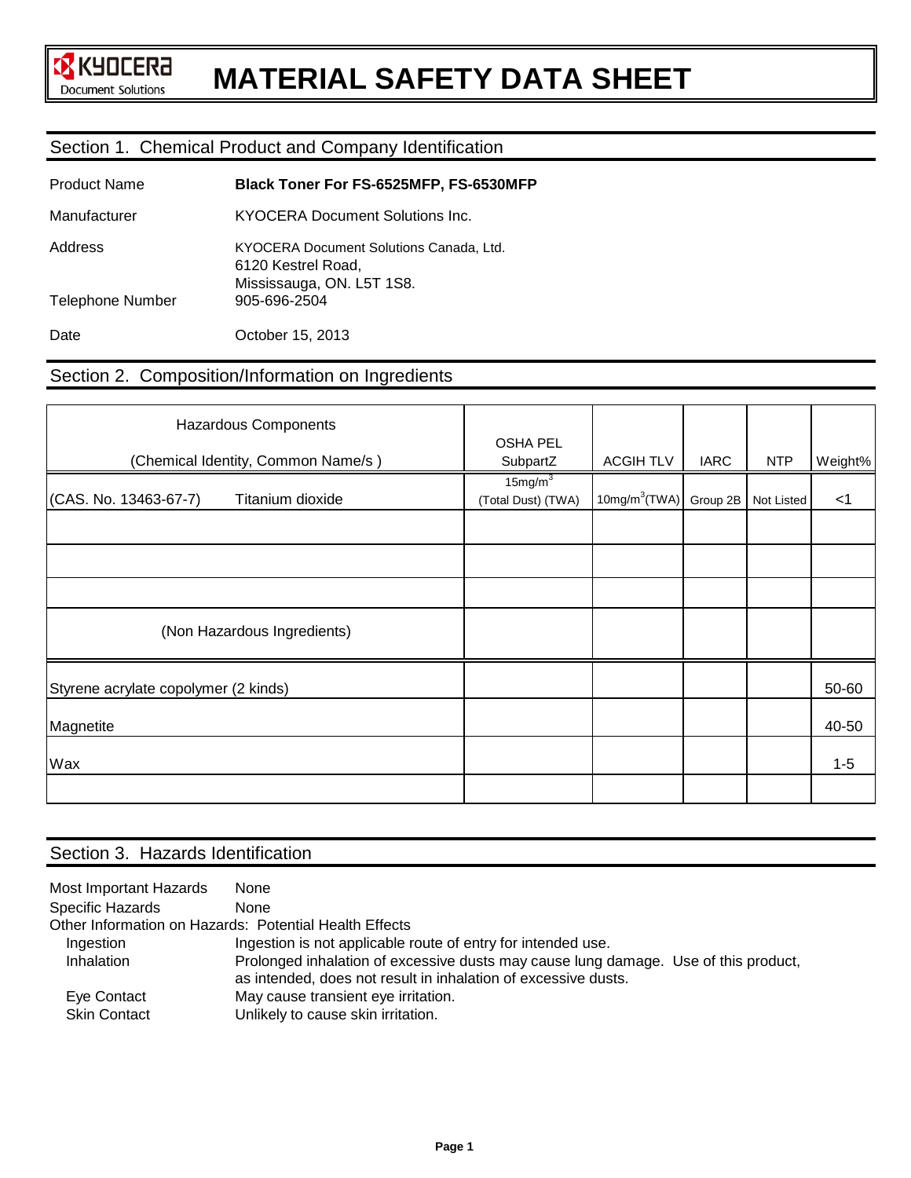KYOCERA Document Solutions

# MATERIAL SAFETY DATA SHEET

## Section 1. Chemical Product and Company Identification

| | |
|---|---|
| Product Name | **Black Toner For FS-6525MFP, FS-6530MFP** |
| Manufacturer | KYOCERA Document Solutions Inc. |
| Address | KYOCERA Document Solutions Canada, Ltd.<br>6120 Kestrel Road,<br>Mississauga, ON. L5T 1S8. |
| Telephone Number | 905-696-2504 |
| Date | October 15, 2013 |

## Section 2. Composition/Information on Ingredients

| Hazardous Components<br>(Chemical Identity, Common Name/s ) | OSHA PEL SubpartZ | ACGIH TLV | IARC | NTP | Weight% |
|---|---|---|---|---|---|
| (CAS. No. 13463-67-7) Titanium dioxide | $15mg/m^3$ (Total Dust) (TWA) | $10mg/m^3$(TWA) | Group 2B | Not Listed | <1 |
| | | | | | |
| | | | | | |
| | | | | | |
| (Non Hazardous Ingredients) | | | | | |
| Styrene acrylate copolymer (2 kinds) | | | | | 50-60 |
| Magnetite | | | | | 40-50 |
| Wax | | | | | 1-5 |
| | | | | | |

## Section 3. Hazards Identification

Most Important Hazards: None

Specific Hazards: None

Other Information on Hazards: Potential Health Effects

- Ingestion: Ingestion is not applicable route of entry for intended use.
- Inhalation: Prolonged inhalation of excessive dusts may cause lung damage. Use of this product, as intended, does not result in inhalation of excessive dusts.
- Eye Contact: May cause transient eye irritation.
- Skin Contact: Unlikely to cause skin irritation.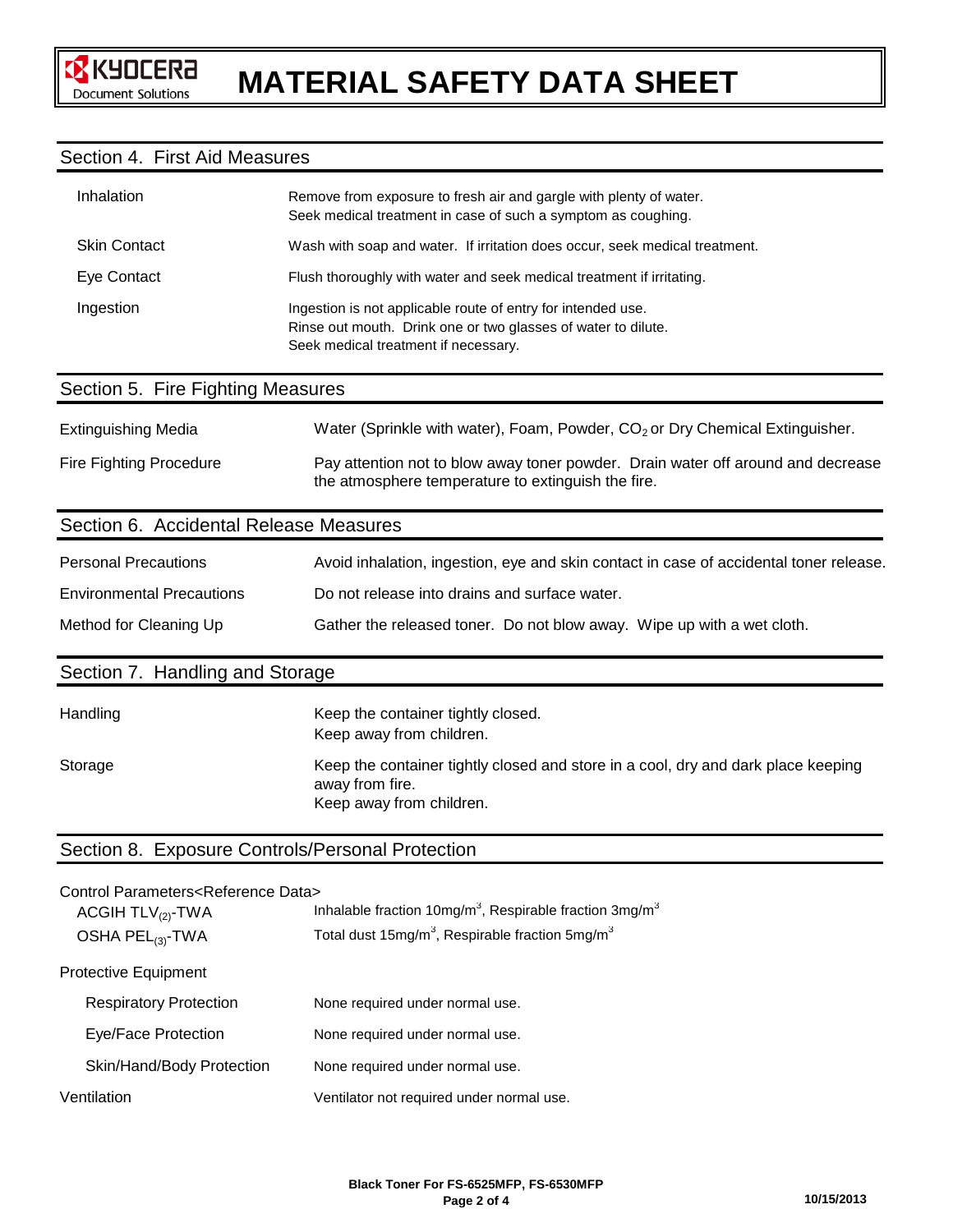## Section 4. First Aid Measures

| | |
|---|---|
| Inhalation | Remove from exposure to fresh air and gargle with plenty of water. Seek medical treatment in case of such a symptom as coughing. |
| Skin Contact | Wash with soap and water. If irritation does occur, seek medical treatment. |
| Eye Contact | Flush thoroughly with water and seek medical treatment if irritating. |
| Ingestion | Ingestion is not applicable route of entry for intended use. Rinse out mouth. Drink one or two glasses of water to dilute. Seek medical treatment if necessary. |

## Section 5. Fire Fighting Measures

| | |
|---|---|
| Extinguishing Media | Water (Sprinkle with water), Foam, Powder, $CO_2$ or Dry Chemical Extinguisher. |
| Fire Fighting Procedure | Pay attention not to blow away toner powder. Drain water off around and decrease the atmosphere temperature to extinguish the fire. |

## Section 6. Accidental Release Measures

| | |
|---|---|
| Personal Precautions | Avoid inhalation, ingestion, eye and skin contact in case of accidental toner release. |
| Environmental Precautions | Do not release into drains and surface water. |
| Method for Cleaning Up | Gather the released toner. Do not blow away. Wipe up with a wet cloth. |

## Section 7. Handling and Storage

| | |
|---|---|
| Handling | Keep the container tightly closed. Keep away from children. |
| Storage | Keep the container tightly closed and store in a cool, dry and dark place keeping away from fire. Keep away from children. |

## Section 8. Exposure Controls/Personal Protection

Control Parameters<Reference Data>

| | |
|---|---|
| ACGIH $TLV_{(2)}$-TWA | Inhalable fraction 10mg/$m^3$, Respirable fraction 3mg/$m^3$ |
| OSHA $PEL_{(3)}$-TWA | Total dust 15mg/$m^3$, Respirable fraction 5mg/$m^3$ |

Protective Equipment

| | |
|---|---|
| Respiratory Protection | None required under normal use. |
| Eye/Face Protection | None required under normal use. |
| Skin/Hand/Body Protection | None required under normal use. |
| Ventilation | Ventilator not required under normal use. |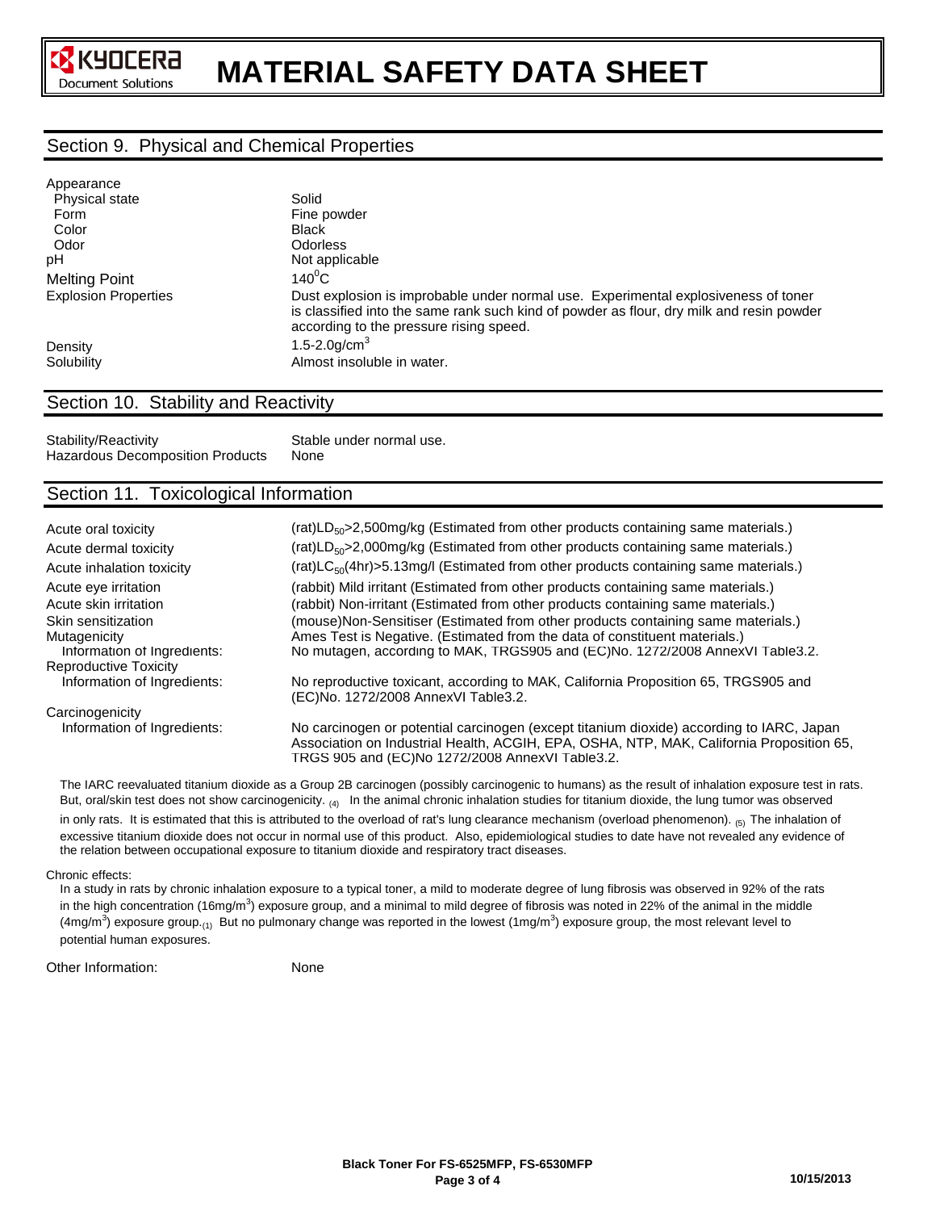## Section 9. Physical and Chemical Properties

| | |
|---|---|
| Appearance | |
| Physical state | Solid |
| Form | Fine powder |
| Color | Black |
| Odor | Odorless |
| pH | Not applicable |
| Melting Point | $140^0C$ |
| Explosion Properties | Dust explosion is improbable under normal use. Experimental explosiveness of toner is classified into the same rank such kind of powder as flour, dry milk and resin powder according to the pressure rising speed. |
| Density | $1.5\text{-}2.0g/cm^3$ |
| Solubility | Almost insoluble in water. |

## Section 10. Stability and Reactivity

| | |
|---|---|
| Stability/Reactivity | Stable under normal use. |
| Hazardous Decomposition Products | None |

## Section 11. Toxicological Information

| | |
|---|---|
| Acute oral toxicity | (rat)$LD_{50}$>2,500mg/kg (Estimated from other products containing same materials.) |
| Acute dermal toxicity | (rat)$LD_{50}$>2,000mg/kg (Estimated from other products containing same materials.) |
| Acute inhalation toxicity | (rat)$LC_{50}$(4hr)>5.13mg/l (Estimated from other products containing same materials.) |
| Acute eye irritation | (rabbit) Mild irritant (Estimated from other products containing same materials.) |
| Acute skin irritation | (rabbit) Non-irritant (Estimated from other products containing same materials.) |
| Skin sensitization | (mouse)Non-Sensitiser (Estimated from other products containing same materials.) |
| Mutagenicity | Ames Test is Negative. (Estimated from the data of constituent materials.) |
| Information of Ingredients: | No mutagen, according to MAK, TRGS905 and (EC)No. 1272/2008 AnnexVI Table3.2. |
| Reproductive Toxicity | |
| Information of Ingredients: | No reproductive toxicant, according to MAK, California Proposition 65, TRGS905 and (EC)No. 1272/2008 AnnexVI Table3.2. |
| Carcinogenicity | |
| Information of Ingredients: | No carcinogen or potential carcinogen (except titanium dioxide) according to IARC, Japan Association on Industrial Health, ACGIH, EPA, OSHA, NTP, MAK, California Proposition 65, TRGS 905 and (EC)No 1272/2008 AnnexVI Table3.2. |

The IARC reevaluated titanium dioxide as a Group 2B carcinogen (possibly carcinogenic to humans) as the result of inhalation exposure test in rats. But, oral/skin test does not show carcinogenicity. (4) In the animal chronic inhalation studies for titanium dioxide, the lung tumor was observed in only rats. It is estimated that this is attributed to the overload of rat's lung clearance mechanism (overload phenomenon). (5) The inhalation of excessive titanium dioxide does not occur in normal use of this product. Also, epidemiological studies to date have not revealed any evidence of the relation between occupational exposure to titanium dioxide and respiratory tract diseases.

Chronic effects:

In a study in rats by chronic inhalation exposure to a typical toner, a mild to moderate degree of lung fibrosis was observed in 92% of the rats in the high concentration ($16mg/m^3$) exposure group, and a minimal to mild degree of fibrosis was noted in 22% of the animal in the middle ($4mg/m^3$) exposure group.(1) But no pulmonary change was reported in the lowest ($1mg/m^3$) exposure group, the most relevant level to potential human exposures.

Other Information: None

Black Toner For FS-6525MFP, FS-6530MFP

10/15/2013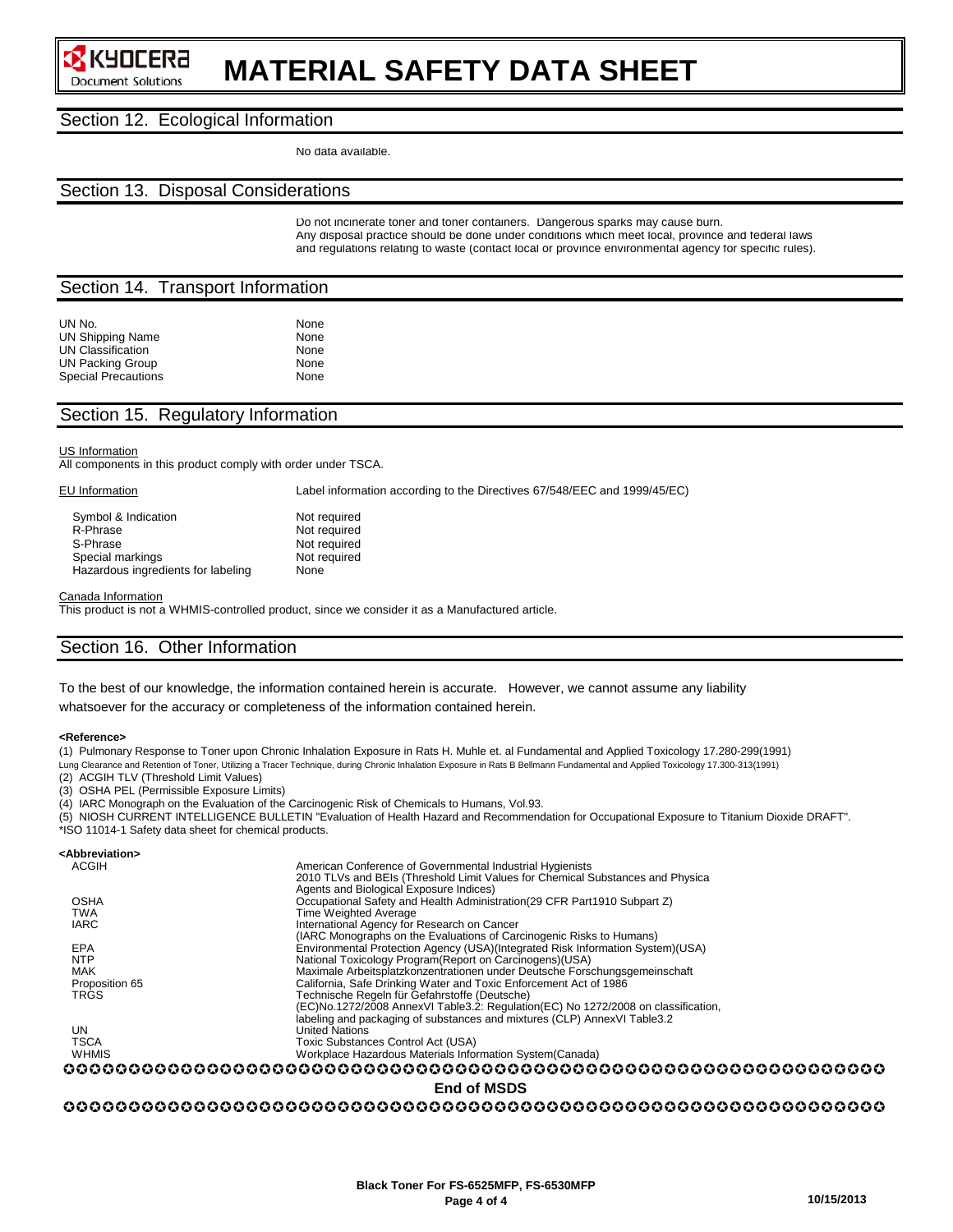## Section 12. Ecological Information

No data available.

## Section 13. Disposal Considerations

Do not incinerate toner and toner containers. Dangerous sparks may cause burn.
Any disposal practice should be done under conditions which meet local, province and federal laws and regulations relating to waste (contact local or province environmental agency for specific rules).

## Section 14. Transport Information

| | |
|---|---|
| UN No. | None |
| UN Shipping Name | None |
| UN Classification | None |
| UN Packing Group | None |
| Special Precautions | None |

## Section 15. Regulatory Information

US Information

All components in this product comply with order under TSCA.

EU Information — Label information according to the Directives 67/548/EEC and 1999/45/EC)

| | |
|---|---|
| Symbol & Indication | Not required |
| R-Phrase | Not required |
| S-Phrase | Not required |
| Special markings | Not required |
| Hazardous ingredients for labeling | None |

Canada Information

This product is not a WHMIS-controlled product, since we consider it as a Manufactured article.

## Section 16. Other Information

To the best of our knowledge, the information contained herein is accurate. However, we cannot assume any liability whatsoever for the accuracy or completeness of the information contained herein.

**<Reference>**

(1) Pulmonary Response to Toner upon Chronic Inhalation Exposure in Rats H. Muhle et. al Fundamental and Applied Toxicology 17.280-299(1991)
Lung Clearance and Retention of Toner, Utilizing a Tracer Technique, during Chronic Inhalation Exposure in Rats B Bellmann Fundamental and Applied Toxicology 17.300-313(1991)
(2) ACGIH TLV (Threshold Limit Values)
(3) OSHA PEL (Permissible Exposure Limits)
(4) IARC Monograph on the Evaluation of the Carcinogenic Risk of Chemicals to Humans, Vol.93.
(5) NIOSH CURRENT INTELLIGENCE BULLETIN "Evaluation of Health Hazard and Recommendation for Occupational Exposure to Titanium Dioxide DRAFT".
*ISO 11014-1 Safety data sheet for chemical products.

**<Abbreviation>**

| | |
|---|---|
| ACGIH | American Conference of Governmental Industrial Hygienists<br>2010 TLVs and BEIs (Threshold Limit Values for Chemical Substances and Physica Agents and Biological Exposure Indices) |
| OSHA | Occupational Safety and Health Administration(29 CFR Part1910 Subpart Z) |
| TWA | Time Weighted Average |
| IARC | International Agency for Research on Cancer<br>(IARC Monographs on the Evaluations of Carcinogenic Risks to Humans) |
| EPA | Environmental Protection Agency (USA)(Integrated Risk Information System)(USA) |
| NTP | National Toxicology Program(Report on Carcinogens)(USA) |
| MAK | Maximale Arbeitsplatzkonzentrationen under Deutsche Forschungsgemeinschaft |
| Proposition 65 | California, Safe Drinking Water and Toxic Enforcement Act of 1986 |
| TRGS | Technische Regeln für Gefahrstoffe (Deutsche)<br>(EC)No.1272/2008 AnnexVI Table3.2: Regulation(EC) No 1272/2008 on classification, labeling and packaging of substances and mixtures (CLP) AnnexVI Table3.2 |
| UN | United Nations |
| TSCA | Toxic Substances Control Act (USA) |
| WHMIS | Workplace Hazardous Materials Information System(Canada) |

**End of MSDS**

Black Toner For FS-6525MFP, FS-6530MFP

10/15/2013